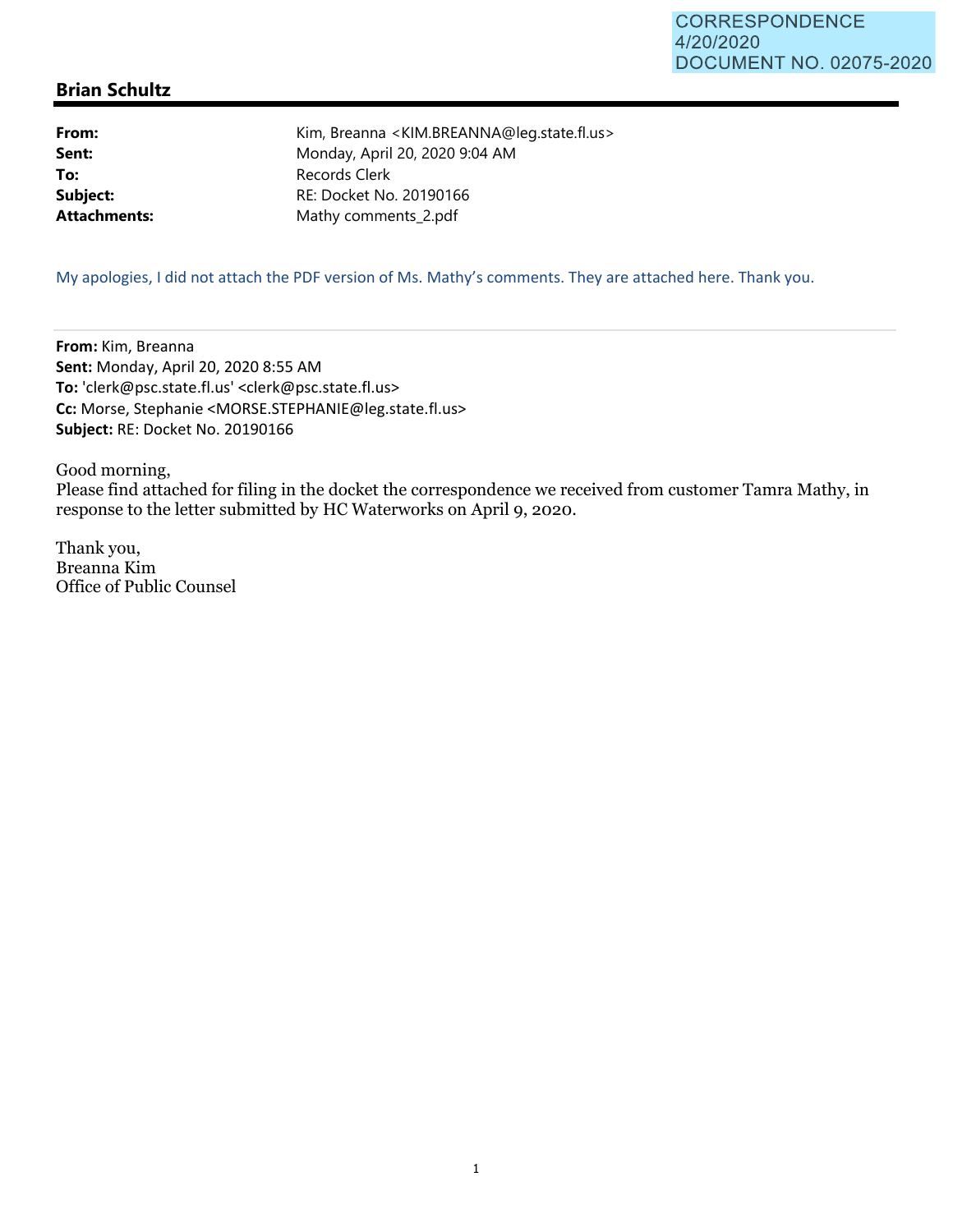CORRESPONDENCE
4/20/2020
DOCUMENT NO. 02075-2020

## Brian Schultz

**From:** Kim, Breanna <KIM.BREANNA@leg.state.fl.us>
**Sent:** Monday, April 20, 2020 9:04 AM
**To:** Records Clerk
**Subject:** RE: Docket No. 20190166
**Attachments:** Mathy comments_2.pdf

My apologies, I did not attach the PDF version of Ms. Mathy's comments. They are attached here. Thank you.

---

**From:** Kim, Breanna
**Sent:** Monday, April 20, 2020 8:55 AM
**To:** 'clerk@psc.state.fl.us' <clerk@psc.state.fl.us>
**Cc:** Morse, Stephanie <MORSE.STEPHANIE@leg.state.fl.us>
**Subject:** RE: Docket No. 20190166

Good morning,
Please find attached for filing in the docket the correspondence we received from customer Tamra Mathy, in response to the letter submitted by HC Waterworks on April 9, 2020.

Thank you,
Breanna Kim
Office of Public Counsel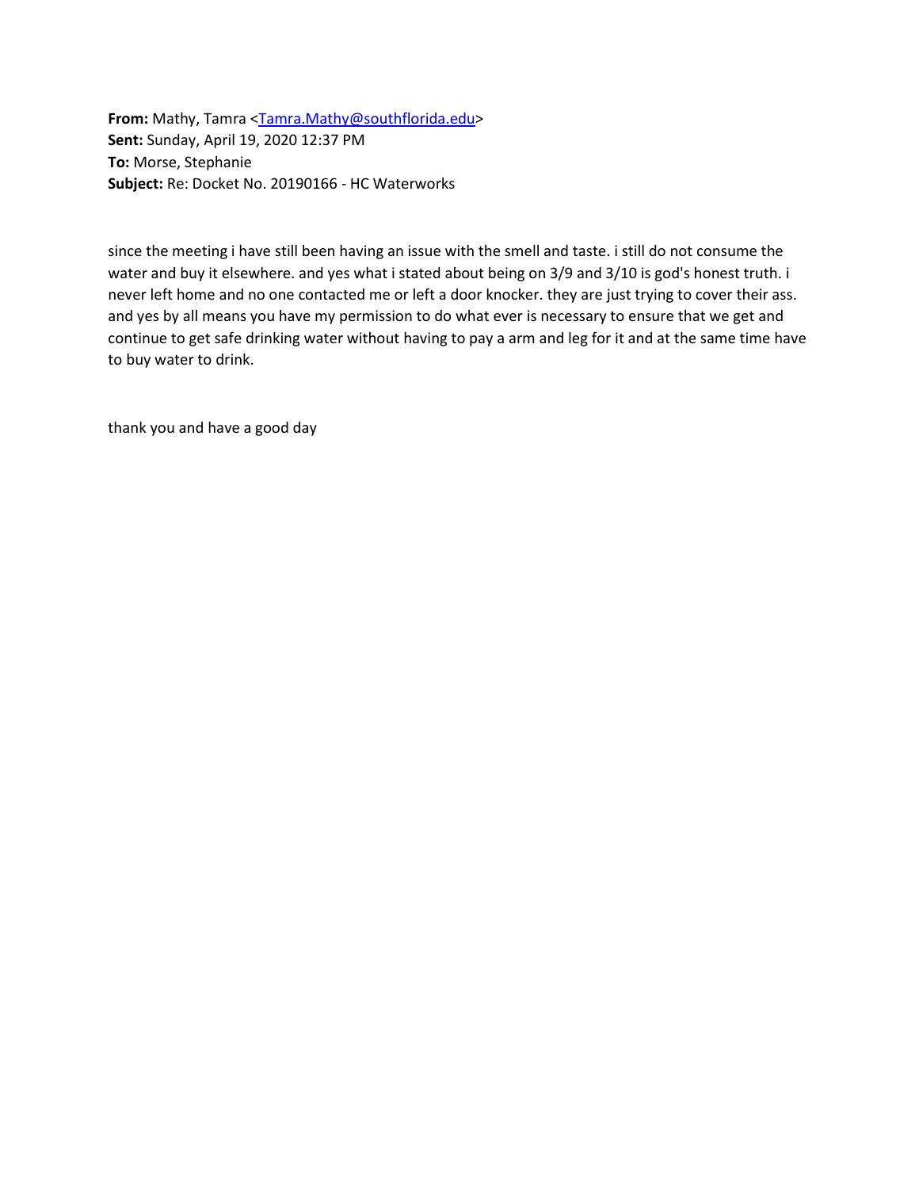**From:** Mathy, Tamra <Tamra.Mathy@southflorida.edu>
**Sent:** Sunday, April 19, 2020 12:37 PM
**To:** Morse, Stephanie
**Subject:** Re: Docket No. 20190166 - HC Waterworks

since the meeting i have still been having an issue with the smell and taste. i still do not consume the water and buy it elsewhere. and yes what i stated about being on 3/9 and 3/10 is god's honest truth. i never left home and no one contacted me or left a door knocker. they are just trying to cover their ass. and yes by all means you have my permission to do what ever is necessary to ensure that we get and continue to get safe drinking water without having to pay a arm and leg for it and at the same time have to buy water to drink.

thank you and have a good day